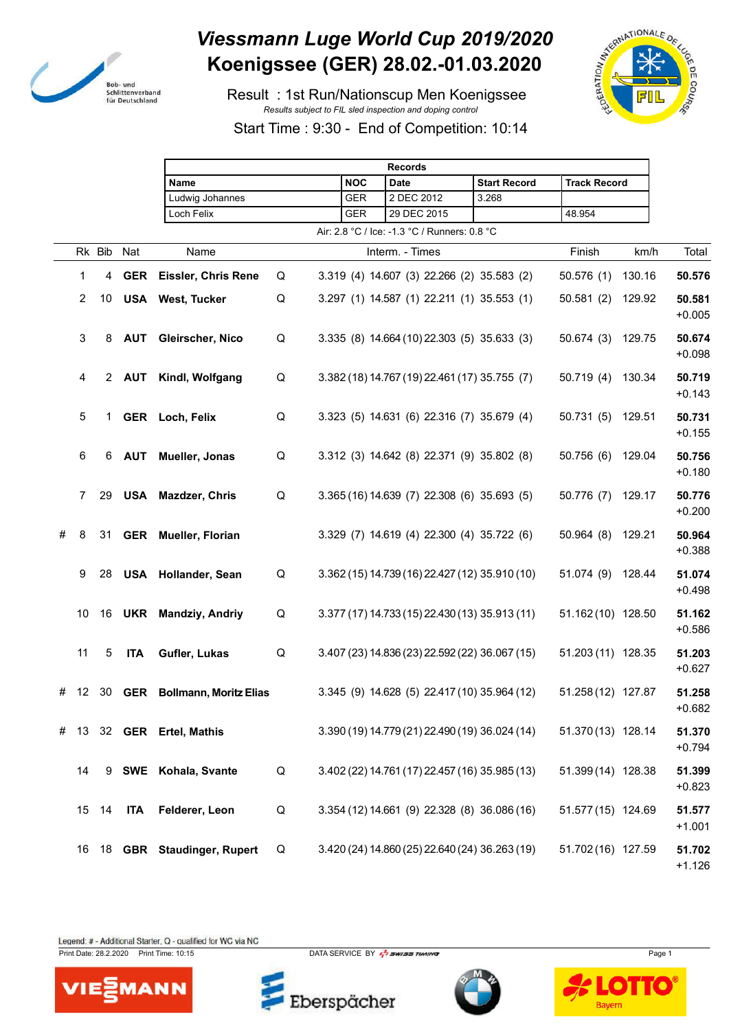# Viessmann Luge World Cup 2019/2020
# Koenigssee (GER) 28.02.-01.03.2020

Result : 1st Run/Nationscup Men Koenigssee

*Results subject to FIL sled inspection and doping control*

Start Time : 9:30 - End of Competition: 10:14

| Records | | | | |
|---|---|---|---|---|
| **Name** | **NOC** | **Date** | **Start Record** | **Track Record** |
| Ludwig Johannes | GER | 2 DEC 2012 | 3.268 | |
| Loch Felix | GER | 29 DEC 2015 | | 48.954 |

Air: 2.8 °C / Ice: -1.3 °C / Runners: 0.8 °C

| | Rk | Bib | Nat | Name | | Interm. - Times | | | | Finish | km/h | Total |
|---|---|---|---|---|---|---|---|---|---|---|---|---|
| | 1 | 4 | **GER** | **Eissler, Chris Rene** | Q | 3.319 (4) | 14.607 (3) | 22.266 (2) | 35.583 (2) | 50.576 (1) | 130.16 | **50.576** |
| | 2 | 10 | **USA** | **West, Tucker** | Q | 3.297 (1) | 14.587 (1) | 22.211 (1) | 35.553 (1) | 50.581 (2) | 129.92 | **50.581** +0.005 |
| | 3 | 8 | **AUT** | **Gleirscher, Nico** | Q | 3.335 (8) | 14.664 (10) | 22.303 (5) | 35.633 (3) | 50.674 (3) | 129.75 | **50.674** +0.098 |
| | 4 | 2 | **AUT** | **Kindl, Wolfgang** | Q | 3.382 (18) | 14.767 (19) | 22.461 (17) | 35.755 (7) | 50.719 (4) | 130.34 | **50.719** +0.143 |
| | 5 | 1 | **GER** | **Loch, Felix** | Q | 3.323 (5) | 14.631 (6) | 22.316 (7) | 35.679 (4) | 50.731 (5) | 129.51 | **50.731** +0.155 |
| | 6 | 6 | **AUT** | **Mueller, Jonas** | Q | 3.312 (3) | 14.642 (8) | 22.371 (9) | 35.802 (8) | 50.756 (6) | 129.04 | **50.756** +0.180 |
| | 7 | 29 | **USA** | **Mazdzer, Chris** | Q | 3.365 (16) | 14.639 (7) | 22.308 (6) | 35.693 (5) | 50.776 (7) | 129.17 | **50.776** +0.200 |
| # | 8 | 31 | **GER** | **Mueller, Florian** | | 3.329 (7) | 14.619 (4) | 22.300 (4) | 35.722 (6) | 50.964 (8) | 129.21 | **50.964** +0.388 |
| | 9 | 28 | **USA** | **Hollander, Sean** | Q | 3.362 (15) | 14.739 (16) | 22.427 (12) | 35.910 (10) | 51.074 (9) | 128.44 | **51.074** +0.498 |
| | 10 | 16 | **UKR** | **Mandziy, Andriy** | Q | 3.377 (17) | 14.733 (15) | 22.430 (13) | 35.913 (11) | 51.162 (10) | 128.50 | **51.162** +0.586 |
| | 11 | 5 | **ITA** | **Gufler, Lukas** | Q | 3.407 (23) | 14.836 (23) | 22.592 (22) | 36.067 (15) | 51.203 (11) | 128.35 | **51.203** +0.627 |
| # | 12 | 30 | **GER** | **Bollmann, Moritz Elias** | | 3.345 (9) | 14.628 (5) | 22.417 (10) | 35.964 (12) | 51.258 (12) | 127.87 | **51.258** +0.682 |
| # | 13 | 32 | **GER** | **Ertel, Mathis** | | 3.390 (19) | 14.779 (21) | 22.490 (19) | 36.024 (14) | 51.370 (13) | 128.14 | **51.370** +0.794 |
| | 14 | 9 | **SWE** | **Kohala, Svante** | Q | 3.402 (22) | 14.761 (17) | 22.457 (16) | 35.985 (13) | 51.399 (14) | 128.38 | **51.399** +0.823 |
| | 15 | 14 | **ITA** | **Felderer, Leon** | Q | 3.354 (12) | 14.661 (9) | 22.328 (8) | 36.086 (16) | 51.577 (15) | 124.69 | **51.577** +1.001 |
| | 16 | 18 | **GBR** | **Staudinger, Rupert** | Q | 3.420 (24) | 14.860 (25) | 22.640 (24) | 36.263 (19) | 51.702 (16) | 127.59 | **51.702** +1.126 |

Legend: # - Additional Starter, Q - qualified for WC via NC

Print Date: 28.2.2020 Print Time: 10:15 DATA SERVICE BY SWISS TIMING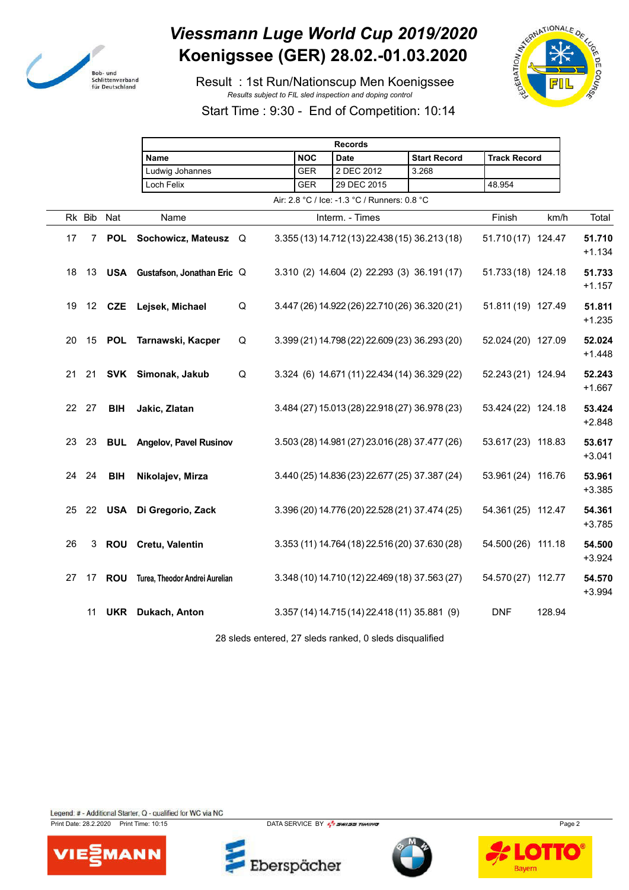# Viessmann Luge World Cup 2019/2020
# Koenigssee (GER) 28.02.-01.03.2020

Result : 1st Run/Nationscup Men Koenigssee

*Results subject to FIL sled inspection and doping control*

Start Time : 9:30 - End of Competition: 10:14

| Records | | | | |
|---|---|---|---|---|
| **Name** | **NOC** | **Date** | **Start Record** | **Track Record** |
| Ludwig Johannes | GER | 2 DEC 2012 | 3.268 | |
| Loch Felix | GER | 29 DEC 2015 | | 48.954 |

Air: 2.8 °C / Ice: -1.3 °C / Runners: 0.8 °C

| Rk | Bib | Nat | Name | | Interm. - Times | | | | Finish | km/h | Total |
|---|---|---|---|---|---|---|---|---|---|---|---|
| 17 | 7 | **POL** | **Sochowicz, Mateusz** | Q | 3.355 (13) | 14.712 (13) | 22.438 (15) | 36.213 (18) | 51.710 (17) | 124.47 | **51.710** +1.134 |
| 18 | 13 | **USA** | **Gustafson, Jonathan Eric** | Q | 3.310 (2) | 14.604 (2) | 22.293 (3) | 36.191 (17) | 51.733 (18) | 124.18 | **51.733** +1.157 |
| 19 | 12 | **CZE** | **Lejsek, Michael** | Q | 3.447 (26) | 14.922 (26) | 22.710 (26) | 36.320 (21) | 51.811 (19) | 127.49 | **51.811** +1.235 |
| 20 | 15 | **POL** | **Tarnawski, Kacper** | Q | 3.399 (21) | 14.798 (22) | 22.609 (23) | 36.293 (20) | 52.024 (20) | 127.09 | **52.024** +1.448 |
| 21 | 21 | **SVK** | **Simonak, Jakub** | Q | 3.324 (6) | 14.671 (11) | 22.434 (14) | 36.329 (22) | 52.243 (21) | 124.94 | **52.243** +1.667 |
| 22 | 27 | **BIH** | **Jakic, Zlatan** | | 3.484 (27) | 15.013 (28) | 22.918 (27) | 36.978 (23) | 53.424 (22) | 124.18 | **53.424** +2.848 |
| 23 | 23 | **BUL** | **Angelov, Pavel Rusinov** | | 3.503 (28) | 14.981 (27) | 23.016 (28) | 37.477 (26) | 53.617 (23) | 118.83 | **53.617** +3.041 |
| 24 | 24 | **BIH** | **Nikolajev, Mirza** | | 3.440 (25) | 14.836 (23) | 22.677 (25) | 37.387 (24) | 53.961 (24) | 116.76 | **53.961** +3.385 |
| 25 | 22 | **USA** | **Di Gregorio, Zack** | | 3.396 (20) | 14.776 (20) | 22.528 (21) | 37.474 (25) | 54.361 (25) | 112.47 | **54.361** +3.785 |
| 26 | 3 | **ROU** | **Cretu, Valentin** | | 3.353 (11) | 14.764 (18) | 22.516 (20) | 37.630 (28) | 54.500 (26) | 111.18 | **54.500** +3.924 |
| 27 | 17 | **ROU** | **Turea, Theodor Andrei Aurelian** | | 3.348 (10) | 14.710 (12) | 22.469 (18) | 37.563 (27) | 54.570 (27) | 112.77 | **54.570** +3.994 |
| | 11 | **UKR** | **Dukach, Anton** | | 3.357 (14) | 14.715 (14) | 22.418 (11) | 35.881 (9) | DNF | 128.94 | |

28 sleds entered, 27 sleds ranked, 0 sleds disqualified

Legend: # - Additional Starter, Q - qualified for WC via NC

Print Date: 28.2.2020 Print Time: 10:15

DATA SERVICE BY SWISS TIMING